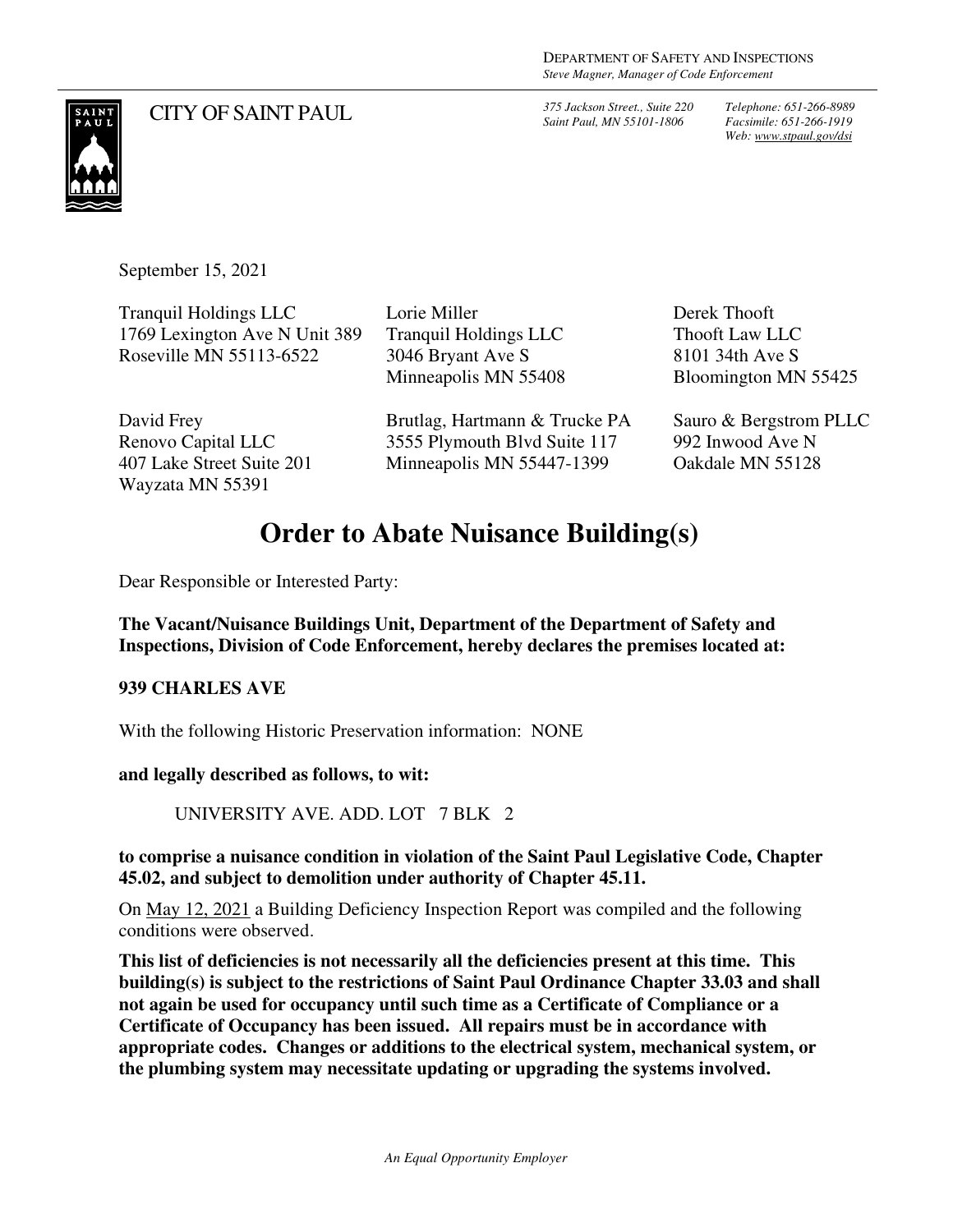DEPARTMENT OF SAFETY AND INSPECTIONS
*Steve Magner, Manager of Code Enforcement*

CITY OF SAINT PAUL

*375 Jackson Street., Suite 220*
*Saint Paul, MN 55101-1806*

*Telephone: 651-266-8989*
*Facsimile: 651-266-1919*
*Web: www.stpaul.gov/dsi*

September 15, 2021

Tranquil Holdings LLC
1769 Lexington Ave N Unit 389
Roseville MN 55113-6522

Lorie Miller
Tranquil Holdings LLC
3046 Bryant Ave S
Minneapolis MN 55408

Derek Thooft
Thooft Law LLC
8101 34th Ave S
Bloomington MN 55425

David Frey
Renovo Capital LLC
407 Lake Street Suite 201
Wayzata MN 55391

Brutlag, Hartmann & Trucke PA
3555 Plymouth Blvd Suite 117
Minneapolis MN 55447-1399

Sauro & Bergstrom PLLC
992 Inwood Ave N
Oakdale MN 55128

# Order to Abate Nuisance Building(s)

Dear Responsible or Interested Party:

**The Vacant/Nuisance Buildings Unit, Department of the Department of Safety and Inspections, Division of Code Enforcement, hereby declares the premises located at:**

**939 CHARLES AVE**

With the following Historic Preservation information: NONE

**and legally described as follows, to wit:**

UNIVERSITY AVE. ADD. LOT 7 BLK 2

**to comprise a nuisance condition in violation of the Saint Paul Legislative Code, Chapter 45.02, and subject to demolition under authority of Chapter 45.11.**

On May 12, 2021 a Building Deficiency Inspection Report was compiled and the following conditions were observed.

**This list of deficiencies is not necessarily all the deficiencies present at this time. This building(s) is subject to the restrictions of Saint Paul Ordinance Chapter 33.03 and shall not again be used for occupancy until such time as a Certificate of Compliance or a Certificate of Occupancy has been issued. All repairs must be in accordance with appropriate codes. Changes or additions to the electrical system, mechanical system, or the plumbing system may necessitate updating or upgrading the systems involved.**

*An Equal Opportunity Employer*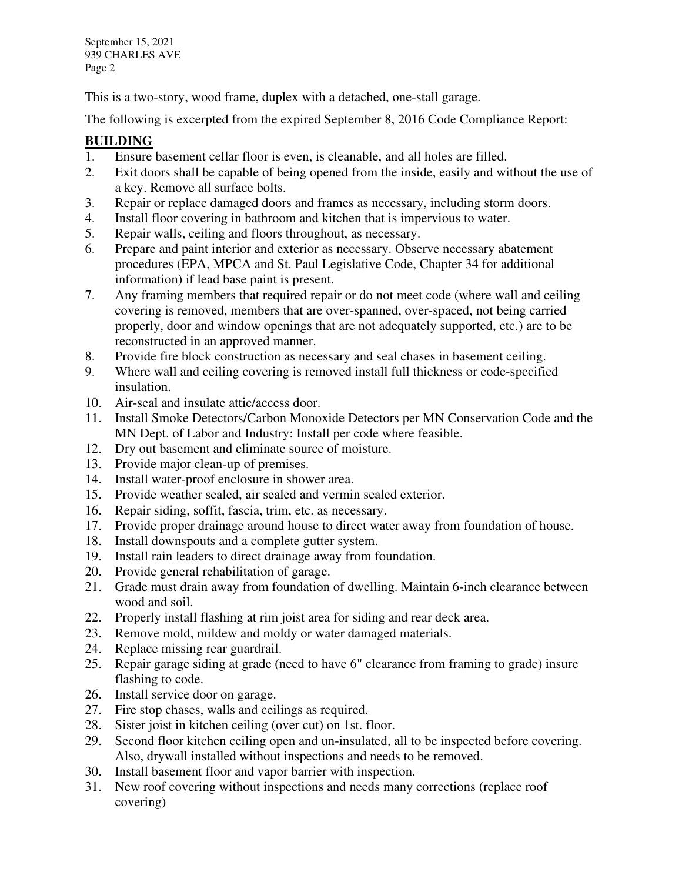This is a two-story, wood frame, duplex with a detached, one-stall garage.

The following is excerpted from the expired September 8, 2016 Code Compliance Report:

## BUILDING

1. Ensure basement cellar floor is even, is cleanable, and all holes are filled.
2. Exit doors shall be capable of being opened from the inside, easily and without the use of a key. Remove all surface bolts.
3. Repair or replace damaged doors and frames as necessary, including storm doors.
4. Install floor covering in bathroom and kitchen that is impervious to water.
5. Repair walls, ceiling and floors throughout, as necessary.
6. Prepare and paint interior and exterior as necessary. Observe necessary abatement procedures (EPA, MPCA and St. Paul Legislative Code, Chapter 34 for additional information) if lead base paint is present.
7. Any framing members that required repair or do not meet code (where wall and ceiling covering is removed, members that are over-spanned, over-spaced, not being carried properly, door and window openings that are not adequately supported, etc.) are to be reconstructed in an approved manner.
8. Provide fire block construction as necessary and seal chases in basement ceiling.
9. Where wall and ceiling covering is removed install full thickness or code-specified insulation.
10. Air-seal and insulate attic/access door.
11. Install Smoke Detectors/Carbon Monoxide Detectors per MN Conservation Code and the MN Dept. of Labor and Industry: Install per code where feasible.
12. Dry out basement and eliminate source of moisture.
13. Provide major clean-up of premises.
14. Install water-proof enclosure in shower area.
15. Provide weather sealed, air sealed and vermin sealed exterior.
16. Repair siding, soffit, fascia, trim, etc. as necessary.
17. Provide proper drainage around house to direct water away from foundation of house.
18. Install downspouts and a complete gutter system.
19. Install rain leaders to direct drainage away from foundation.
20. Provide general rehabilitation of garage.
21. Grade must drain away from foundation of dwelling. Maintain 6-inch clearance between wood and soil.
22. Properly install flashing at rim joist area for siding and rear deck area.
23. Remove mold, mildew and moldy or water damaged materials.
24. Replace missing rear guardrail.
25. Repair garage siding at grade (need to have 6" clearance from framing to grade) insure flashing to code.
26. Install service door on garage.
27. Fire stop chases, walls and ceilings as required.
28. Sister joist in kitchen ceiling (over cut) on 1st. floor.
29. Second floor kitchen ceiling open and un-insulated, all to be inspected before covering. Also, drywall installed without inspections and needs to be removed.
30. Install basement floor and vapor barrier with inspection.
31. New roof covering without inspections and needs many corrections (replace roof covering)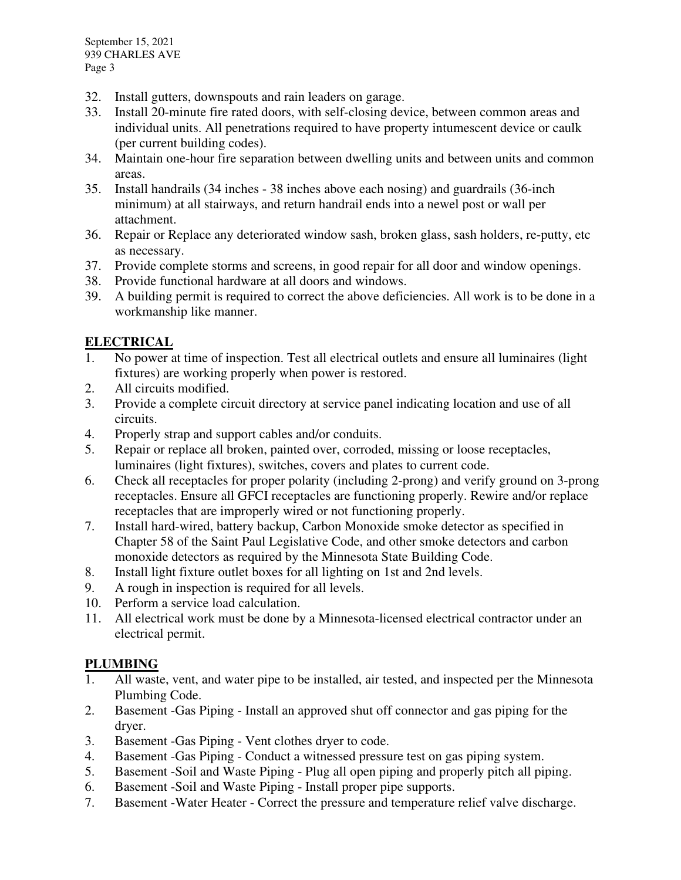32. Install gutters, downspouts and rain leaders on garage.
33. Install 20-minute fire rated doors, with self-closing device, between common areas and individual units. All penetrations required to have property intumescent device or caulk (per current building codes).
34. Maintain one-hour fire separation between dwelling units and between units and common areas.
35. Install handrails (34 inches - 38 inches above each nosing) and guardrails (36-inch minimum) at all stairways, and return handrail ends into a newel post or wall per attachment.
36. Repair or Replace any deteriorated window sash, broken glass, sash holders, re-putty, etc as necessary.
37. Provide complete storms and screens, in good repair for all door and window openings.
38. Provide functional hardware at all doors and windows.
39. A building permit is required to correct the above deficiencies. All work is to be done in a workmanship like manner.

## ELECTRICAL

1. No power at time of inspection. Test all electrical outlets and ensure all luminaires (light fixtures) are working properly when power is restored.
2. All circuits modified.
3. Provide a complete circuit directory at service panel indicating location and use of all circuits.
4. Properly strap and support cables and/or conduits.
5. Repair or replace all broken, painted over, corroded, missing or loose receptacles, luminaires (light fixtures), switches, covers and plates to current code.
6. Check all receptacles for proper polarity (including 2-prong) and verify ground on 3-prong receptacles. Ensure all GFCI receptacles are functioning properly. Rewire and/or replace receptacles that are improperly wired or not functioning properly.
7. Install hard-wired, battery backup, Carbon Monoxide smoke detector as specified in Chapter 58 of the Saint Paul Legislative Code, and other smoke detectors and carbon monoxide detectors as required by the Minnesota State Building Code.
8. Install light fixture outlet boxes for all lighting on 1st and 2nd levels.
9. A rough in inspection is required for all levels.
10. Perform a service load calculation.
11. All electrical work must be done by a Minnesota-licensed electrical contractor under an electrical permit.

## PLUMBING

1. All waste, vent, and water pipe to be installed, air tested, and inspected per the Minnesota Plumbing Code.
2. Basement -Gas Piping - Install an approved shut off connector and gas piping for the dryer.
3. Basement -Gas Piping - Vent clothes dryer to code.
4. Basement -Gas Piping - Conduct a witnessed pressure test on gas piping system.
5. Basement -Soil and Waste Piping - Plug all open piping and properly pitch all piping.
6. Basement -Soil and Waste Piping - Install proper pipe supports.
7. Basement -Water Heater - Correct the pressure and temperature relief valve discharge.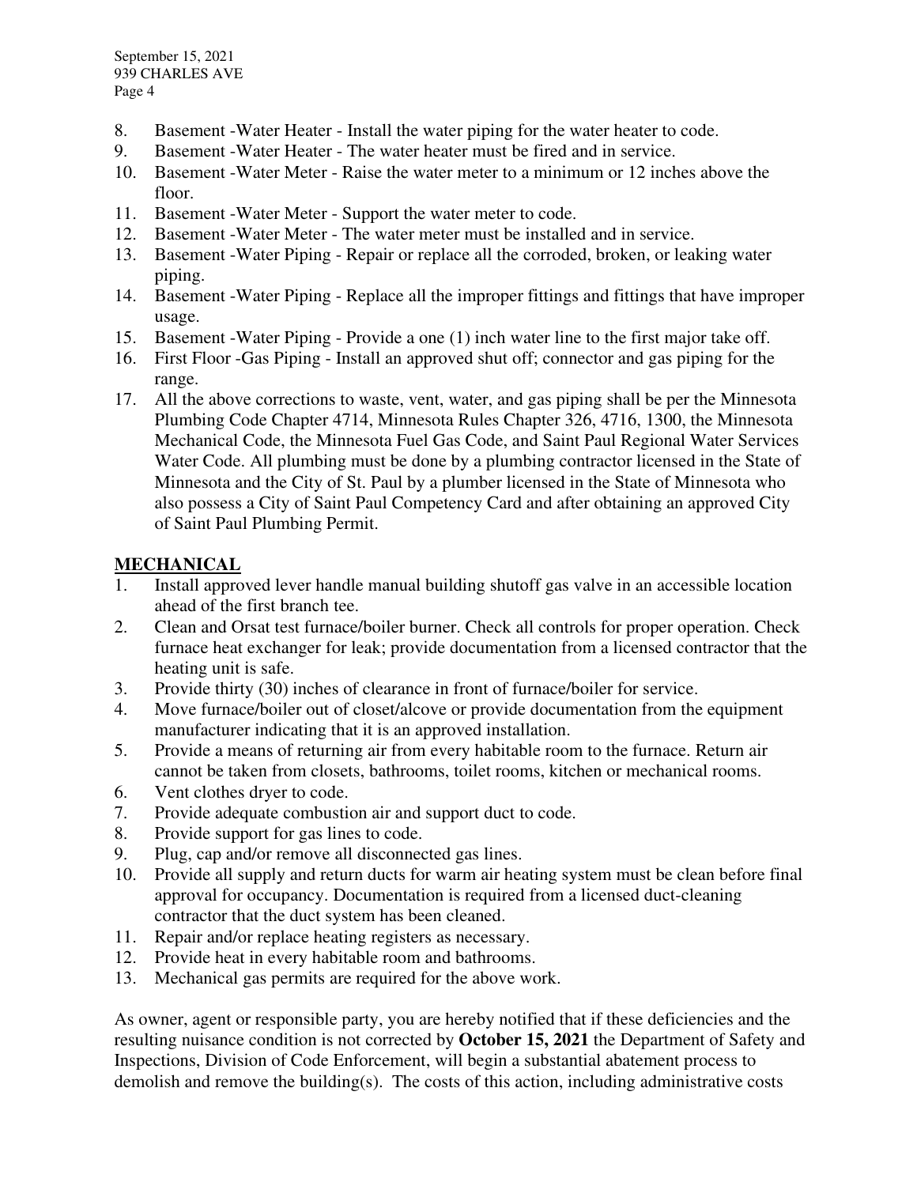8. Basement -Water Heater - Install the water piping for the water heater to code.
9. Basement -Water Heater - The water heater must be fired and in service.
10. Basement -Water Meter - Raise the water meter to a minimum or 12 inches above the floor.
11. Basement -Water Meter - Support the water meter to code.
12. Basement -Water Meter - The water meter must be installed and in service.
13. Basement -Water Piping - Repair or replace all the corroded, broken, or leaking water piping.
14. Basement -Water Piping - Replace all the improper fittings and fittings that have improper usage.
15. Basement -Water Piping - Provide a one (1) inch water line to the first major take off.
16. First Floor -Gas Piping - Install an approved shut off; connector and gas piping for the range.
17. All the above corrections to waste, vent, water, and gas piping shall be per the Minnesota Plumbing Code Chapter 4714, Minnesota Rules Chapter 326, 4716, 1300, the Minnesota Mechanical Code, the Minnesota Fuel Gas Code, and Saint Paul Regional Water Services Water Code. All plumbing must be done by a plumbing contractor licensed in the State of Minnesota and the City of St. Paul by a plumber licensed in the State of Minnesota who also possess a City of Saint Paul Competency Card and after obtaining an approved City of Saint Paul Plumbing Permit.

## MECHANICAL

1. Install approved lever handle manual building shutoff gas valve in an accessible location ahead of the first branch tee.
2. Clean and Orsat test furnace/boiler burner. Check all controls for proper operation. Check furnace heat exchanger for leak; provide documentation from a licensed contractor that the heating unit is safe.
3. Provide thirty (30) inches of clearance in front of furnace/boiler for service.
4. Move furnace/boiler out of closet/alcove or provide documentation from the equipment manufacturer indicating that it is an approved installation.
5. Provide a means of returning air from every habitable room to the furnace. Return air cannot be taken from closets, bathrooms, toilet rooms, kitchen or mechanical rooms.
6. Vent clothes dryer to code.
7. Provide adequate combustion air and support duct to code.
8. Provide support for gas lines to code.
9. Plug, cap and/or remove all disconnected gas lines.
10. Provide all supply and return ducts for warm air heating system must be clean before final approval for occupancy. Documentation is required from a licensed duct-cleaning contractor that the duct system has been cleaned.
11. Repair and/or replace heating registers as necessary.
12. Provide heat in every habitable room and bathrooms.
13. Mechanical gas permits are required for the above work.

As owner, agent or responsible party, you are hereby notified that if these deficiencies and the resulting nuisance condition is not corrected by **October 15, 2021** the Department of Safety and Inspections, Division of Code Enforcement, will begin a substantial abatement process to demolish and remove the building(s). The costs of this action, including administrative costs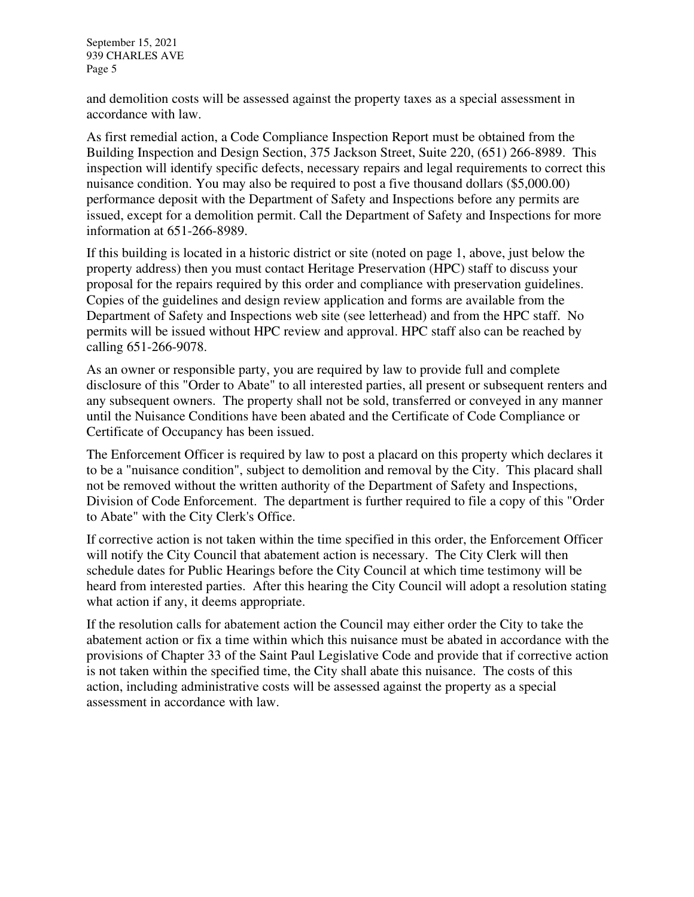and demolition costs will be assessed against the property taxes as a special assessment in accordance with law.

As first remedial action, a Code Compliance Inspection Report must be obtained from the Building Inspection and Design Section, 375 Jackson Street, Suite 220, (651) 266-8989. This inspection will identify specific defects, necessary repairs and legal requirements to correct this nuisance condition. You may also be required to post a five thousand dollars ($5,000.00) performance deposit with the Department of Safety and Inspections before any permits are issued, except for a demolition permit. Call the Department of Safety and Inspections for more information at 651-266-8989.

If this building is located in a historic district or site (noted on page 1, above, just below the property address) then you must contact Heritage Preservation (HPC) staff to discuss your proposal for the repairs required by this order and compliance with preservation guidelines. Copies of the guidelines and design review application and forms are available from the Department of Safety and Inspections web site (see letterhead) and from the HPC staff. No permits will be issued without HPC review and approval. HPC staff also can be reached by calling 651-266-9078.

As an owner or responsible party, you are required by law to provide full and complete disclosure of this "Order to Abate" to all interested parties, all present or subsequent renters and any subsequent owners. The property shall not be sold, transferred or conveyed in any manner until the Nuisance Conditions have been abated and the Certificate of Code Compliance or Certificate of Occupancy has been issued.

The Enforcement Officer is required by law to post a placard on this property which declares it to be a "nuisance condition", subject to demolition and removal by the City. This placard shall not be removed without the written authority of the Department of Safety and Inspections, Division of Code Enforcement. The department is further required to file a copy of this "Order to Abate" with the City Clerk's Office.

If corrective action is not taken within the time specified in this order, the Enforcement Officer will notify the City Council that abatement action is necessary. The City Clerk will then schedule dates for Public Hearings before the City Council at which time testimony will be heard from interested parties. After this hearing the City Council will adopt a resolution stating what action if any, it deems appropriate.

If the resolution calls for abatement action the Council may either order the City to take the abatement action or fix a time within which this nuisance must be abated in accordance with the provisions of Chapter 33 of the Saint Paul Legislative Code and provide that if corrective action is not taken within the specified time, the City shall abate this nuisance. The costs of this action, including administrative costs will be assessed against the property as a special assessment in accordance with law.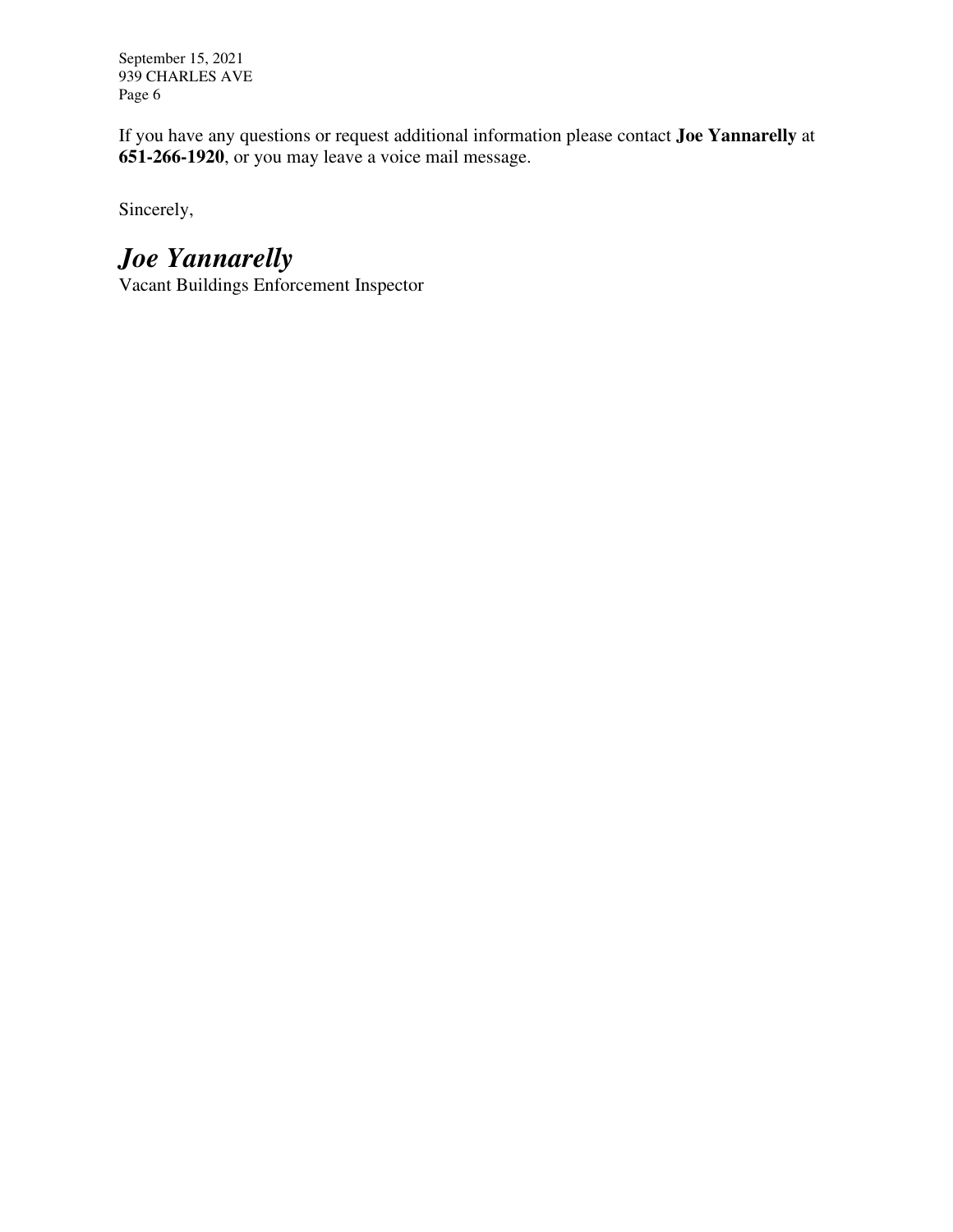If you have any questions or request additional information please contact **Joe Yannarelly** at **651-266-1920**, or you may leave a voice mail message.

Sincerely,

***Joe Yannarelly***
Vacant Buildings Enforcement Inspector